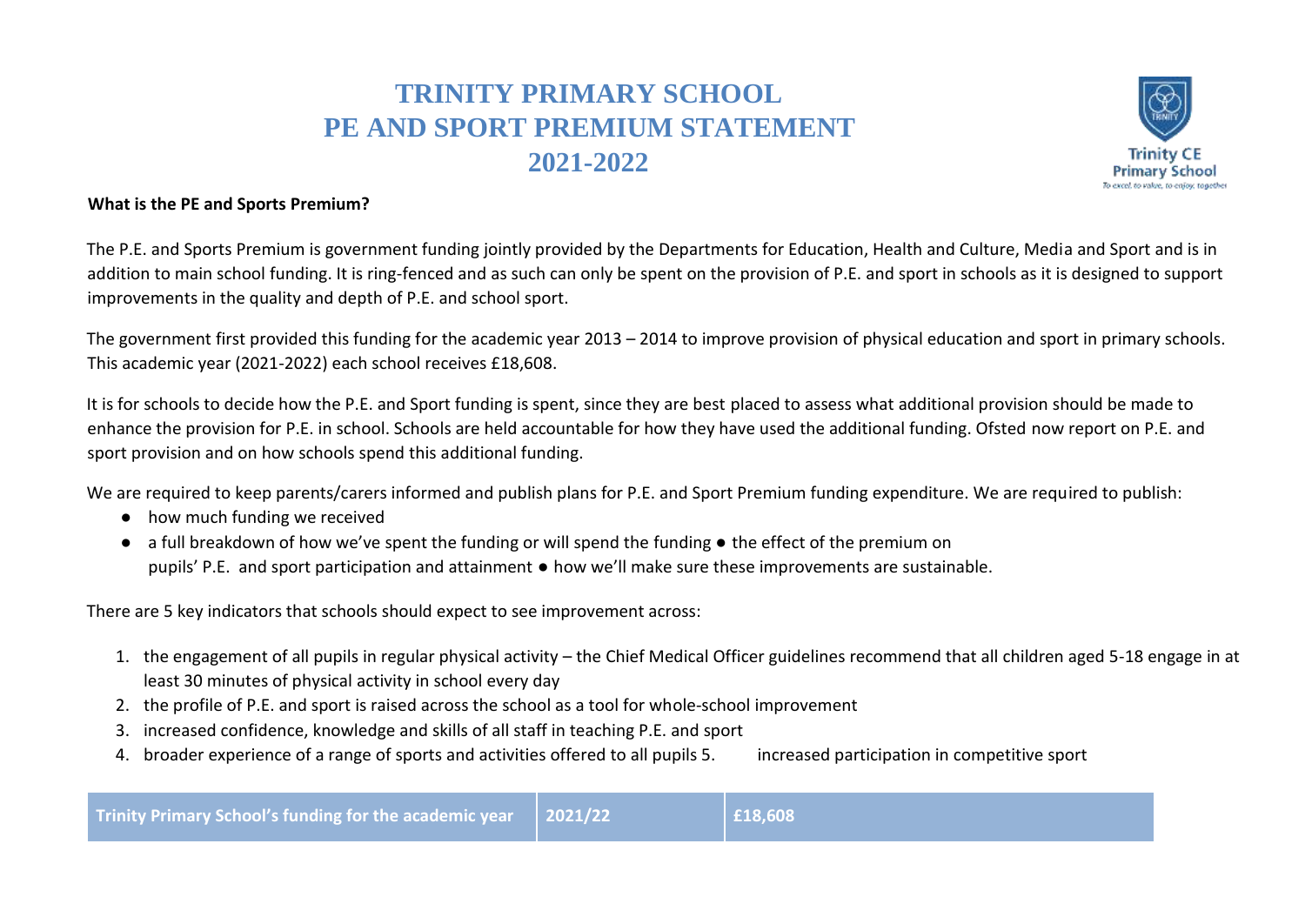# TRINITY PRIMARY SCHOOL
# PE AND SPORT PREMIUM STATEMENT
# 2021-2022

Trinity CE Primary School
*To excel, to value, to enjoy, together*

**What is the PE and Sports Premium?**

The P.E. and Sports Premium is government funding jointly provided by the Departments for Education, Health and Culture, Media and Sport and is in addition to main school funding. It is ring-fenced and as such can only be spent on the provision of P.E. and sport in schools as it is designed to support improvements in the quality and depth of P.E. and school sport.

The government first provided this funding for the academic year 2013 – 2014 to improve provision of physical education and sport in primary schools. This academic year (2021-2022) each school receives £18,608.

It is for schools to decide how the P.E. and Sport funding is spent, since they are best placed to assess what additional provision should be made to enhance the provision for P.E. in school. Schools are held accountable for how they have used the additional funding. Ofsted now report on P.E. and sport provision and on how schools spend this additional funding.

We are required to keep parents/carers informed and publish plans for P.E. and Sport Premium funding expenditure. We are required to publish:

- how much funding we received
- a full breakdown of how we've spent the funding or will spend the funding
- the effect of the premium on pupils' P.E. and sport participation and attainment
- how we'll make sure these improvements are sustainable.

There are 5 key indicators that schools should expect to see improvement across:

1. the engagement of all pupils in regular physical activity – the Chief Medical Officer guidelines recommend that all children aged 5-18 engage in at least 30 minutes of physical activity in school every day
2. the profile of P.E. and sport is raised across the school as a tool for whole-school improvement
3. increased confidence, knowledge and skills of all staff in teaching P.E. and sport
4. broader experience of a range of sports and activities offered to all pupils
5. increased participation in competitive sport

| Trinity Primary School's funding for the academic year | 2021/22 | £18,608 |
|---|---|---|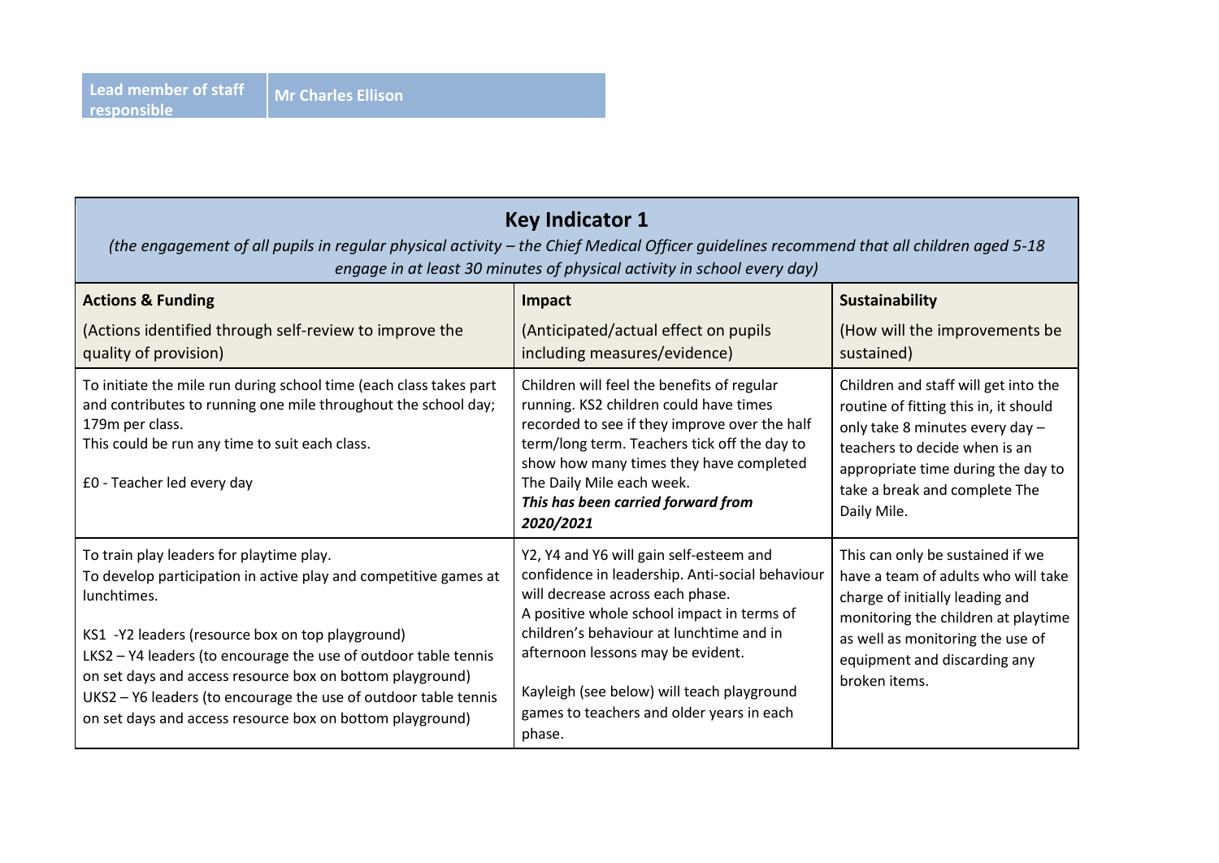| Lead member of staff responsible | Mr Charles Ellison |
|---|---|

| Key Indicator 1 (the engagement of all pupils in regular physical activity – the Chief Medical Officer guidelines recommend that all children aged 5-18 engage in at least 30 minutes of physical activity in school every day) | | |
|---|---|---|
| **Actions & Funding**<br>(Actions identified through self-review to improve the quality of provision) | **Impact**<br>(Anticipated/actual effect on pupils including measures/evidence) | **Sustainability**<br>(How will the improvements be sustained) |
| To initiate the mile run during school time (each class takes part and contributes to running one mile throughout the school day; 179m per class.<br>This could be run any time to suit each class.<br><br>£0 - Teacher led every day | Children will feel the benefits of regular running. KS2 children could have times recorded to see if they improve over the half term/long term. Teachers tick off the day to show how many times they have completed The Daily Mile each week.<br>***This has been carried forward from 2020/2021*** | Children and staff will get into the routine of fitting this in, it should only take 8 minutes every day – teachers to decide when is an appropriate time during the day to take a break and complete The Daily Mile. |
| To train play leaders for playtime play.<br>To develop participation in active play and competitive games at lunchtimes.<br><br>KS1 -Y2 leaders (resource box on top playground)<br>LKS2 – Y4 leaders (to encourage the use of outdoor table tennis on set days and access resource box on bottom playground)<br>UKS2 – Y6 leaders (to encourage the use of outdoor table tennis on set days and access resource box on bottom playground) | Y2, Y4 and Y6 will gain self-esteem and confidence in leadership. Anti-social behaviour will decrease across each phase.<br>A positive whole school impact in terms of children's behaviour at lunchtime and in afternoon lessons may be evident.<br><br>Kayleigh (see below) will teach playground games to teachers and older years in each phase. | This can only be sustained if we have a team of adults who will take charge of initially leading and monitoring the children at playtime as well as monitoring the use of equipment and discarding any broken items. |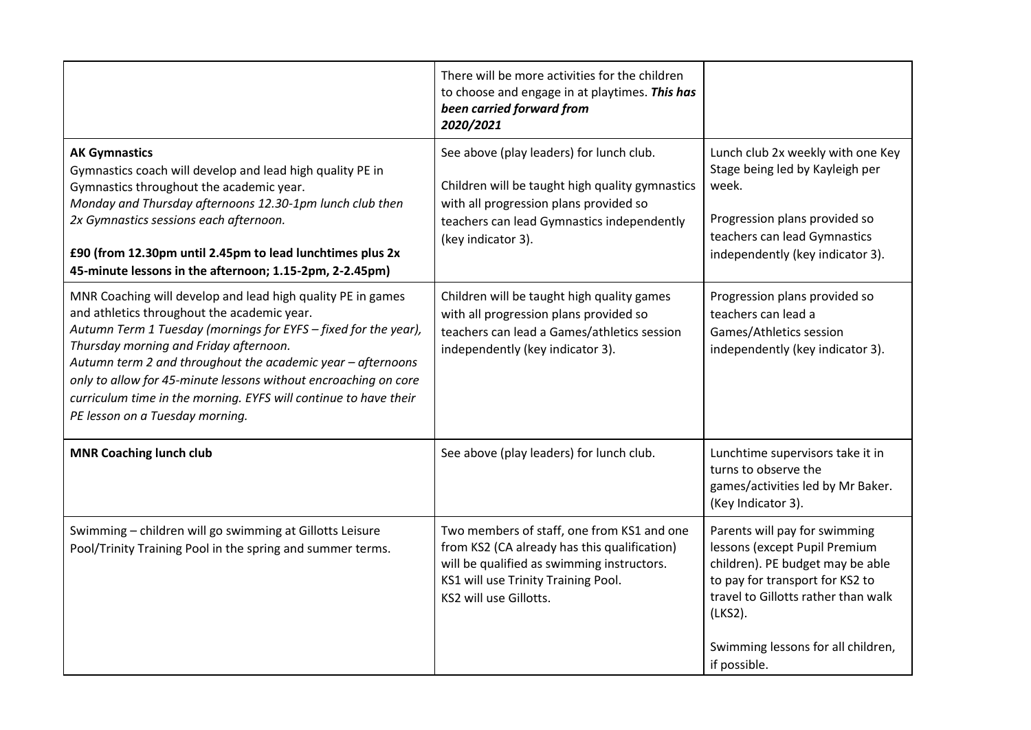| | | |
|---|---|---|
| | There will be more activities for the children to choose and engage in at playtimes. ***This has been carried forward from 2020/2021*** | |
| **AK Gymnastics**<br>Gymnastics coach will develop and lead high quality PE in Gymnastics throughout the academic year.<br>*Monday and Thursday afternoons 12.30-1pm lunch club then 2x Gymnastics sessions each afternoon.*<br><br>**£90 (from 12.30pm until 2.45pm to lead lunchtimes plus 2x 45-minute lessons in the afternoon; 1.15-2pm, 2-2.45pm)** | See above (play leaders) for lunch club.<br><br>Children will be taught high quality gymnastics with all progression plans provided so teachers can lead Gymnastics independently (key indicator 3). | Lunch club 2x weekly with one Key Stage being led by Kayleigh per week.<br><br>Progression plans provided so teachers can lead Gymnastics independently (key indicator 3). |
| MNR Coaching will develop and lead high quality PE in games and athletics throughout the academic year.<br>*Autumn Term 1 Tuesday (mornings for EYFS – fixed for the year), Thursday morning and Friday afternoon.*<br>*Autumn term 2 and throughout the academic year – afternoons only to allow for 45-minute lessons without encroaching on core curriculum time in the morning. EYFS will continue to have their PE lesson on a Tuesday morning.* | Children will be taught high quality games with all progression plans provided so teachers can lead a Games/athletics session independently (key indicator 3). | Progression plans provided so teachers can lead a Games/Athletics session independently (key indicator 3). |
| **MNR Coaching lunch club** | See above (play leaders) for lunch club. | Lunchtime supervisors take it in turns to observe the games/activities led by Mr Baker. (Key Indicator 3). |
| Swimming – children will go swimming at Gillotts Leisure Pool/Trinity Training Pool in the spring and summer terms. | Two members of staff, one from KS1 and one from KS2 (CA already has this qualification) will be qualified as swimming instructors.<br>KS1 will use Trinity Training Pool.<br>KS2 will use Gillotts. | Parents will pay for swimming lessons (except Pupil Premium children). PE budget may be able to pay for transport for KS2 to travel to Gillotts rather than walk (LKS2).<br><br>Swimming lessons for all children, if possible. |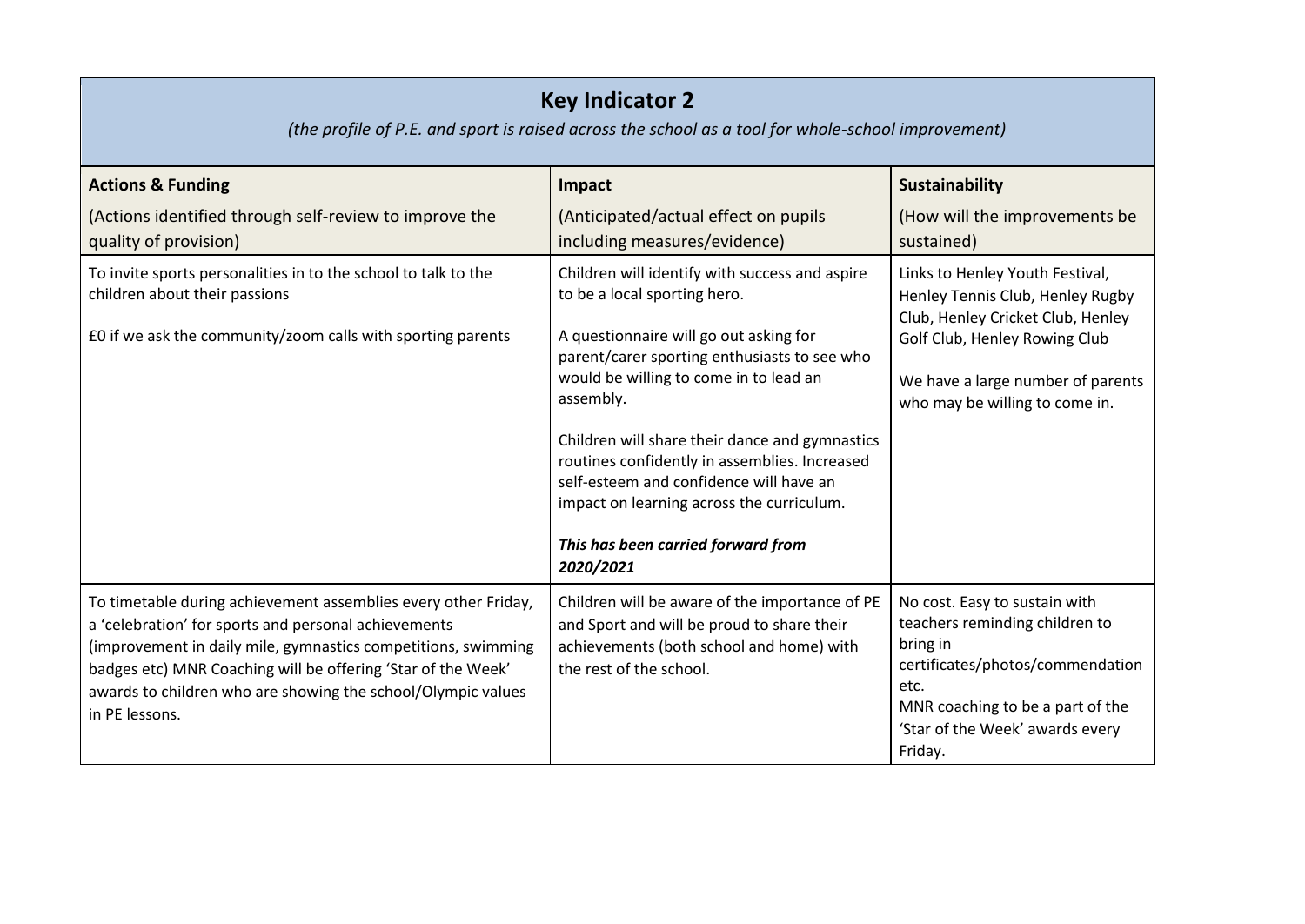## Key Indicator 2

*(the profile of P.E. and sport is raised across the school as a tool for whole-school improvement)*

| **Actions & Funding**<br>(Actions identified through self-review to improve the quality of provision) | **Impact**<br>(Anticipated/actual effect on pupils including measures/evidence) | **Sustainability**<br>(How will the improvements be sustained) |
|---|---|---|
| To invite sports personalities in to the school to talk to the children about their passions<br><br>£0 if we ask the community/zoom calls with sporting parents | Children will identify with success and aspire to be a local sporting hero.<br><br>A questionnaire will go out asking for parent/carer sporting enthusiasts to see who would be willing to come in to lead an assembly.<br><br>Children will share their dance and gymnastics routines confidently in assemblies. Increased self-esteem and confidence will have an impact on learning across the curriculum.<br><br>***This has been carried forward from 2020/2021*** | Links to Henley Youth Festival, Henley Tennis Club, Henley Rugby Club, Henley Cricket Club, Henley Golf Club, Henley Rowing Club<br><br>We have a large number of parents who may be willing to come in. |
| To timetable during achievement assemblies every other Friday, a 'celebration' for sports and personal achievements (improvement in daily mile, gymnastics competitions, swimming badges etc) MNR Coaching will be offering 'Star of the Week' awards to children who are showing the school/Olympic values in PE lessons. | Children will be aware of the importance of PE and Sport and will be proud to share their achievements (both school and home) with the rest of the school. | No cost. Easy to sustain with teachers reminding children to bring in certificates/photos/commendation etc.<br>MNR coaching to be a part of the 'Star of the Week' awards every Friday. |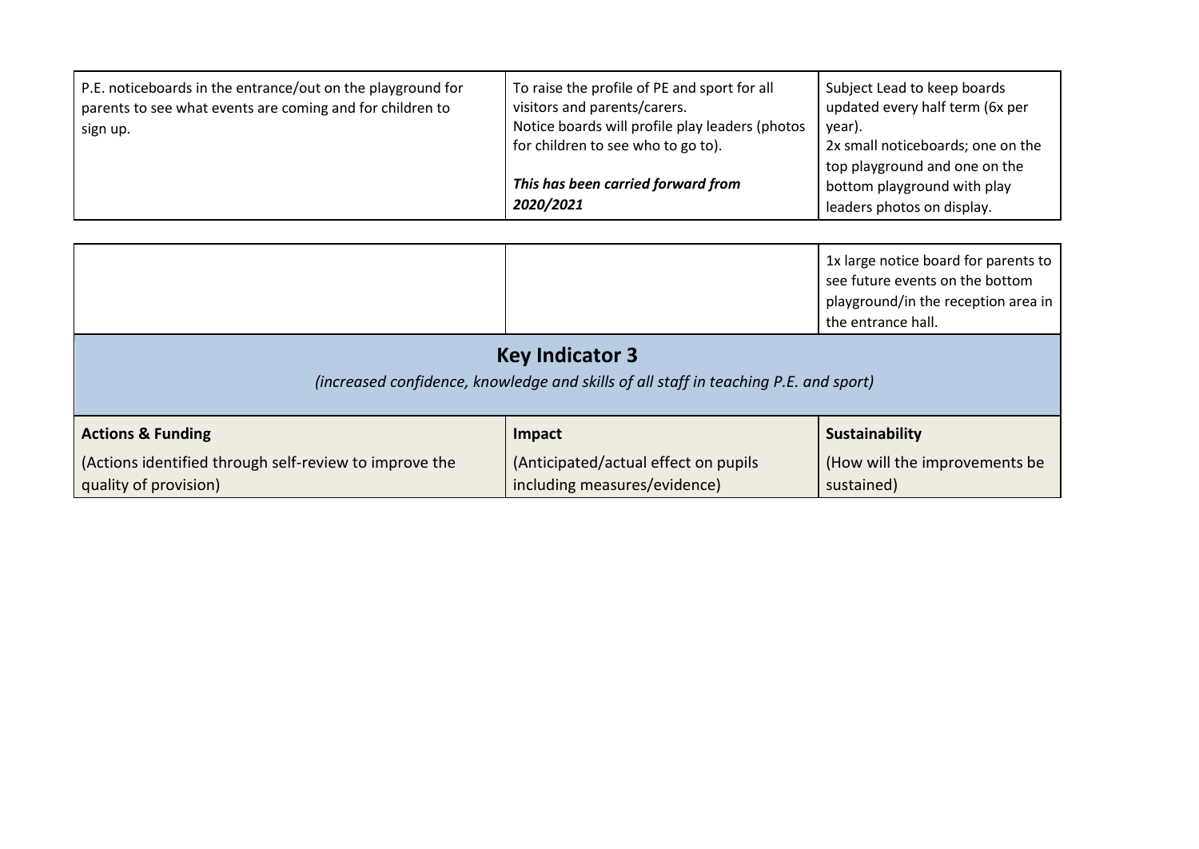| | | |
|---|---|---|
| P.E. noticeboards in the entrance/out on the playground for parents to see what events are coming and for children to sign up. | To raise the profile of PE and sport for all visitors and parents/carers.<br>Notice boards will profile play leaders (photos for children to see who to go to).<br><br>***This has been carried forward from 2020/2021*** | Subject Lead to keep boards updated every half term (6x per year).<br>2x small noticeboards; one on the top playground and one on the bottom playground with play leaders photos on display. |
| | | 1x large notice board for parents to see future events on the bottom playground/in the reception area in the entrance hall. |

| **Key Indicator 3**<br>*(increased confidence, knowledge and skills of all staff in teaching P.E. and sport)* | | |
|---|---|---|
| **Actions & Funding**<br>(Actions identified through self-review to improve the quality of provision) | **Impact**<br>(Anticipated/actual effect on pupils including measures/evidence) | **Sustainability**<br>(How will the improvements be sustained) |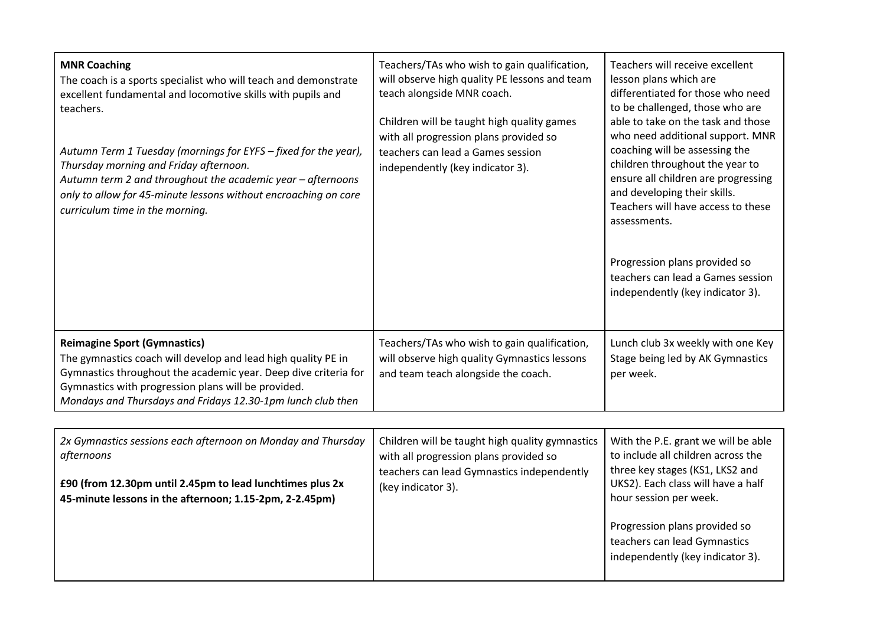| | | |
|---|---|---|
| **MNR Coaching**<br>The coach is a sports specialist who will teach and demonstrate excellent fundamental and locomotive skills with pupils and teachers.<br><br>*Autumn Term 1 Tuesday (mornings for EYFS – fixed for the year), Thursday morning and Friday afternoon.*<br>*Autumn term 2 and throughout the academic year – afternoons only to allow for 45-minute lessons without encroaching on core curriculum time in the morning.* | Teachers/TAs who wish to gain qualification, will observe high quality PE lessons and team teach alongside MNR coach.<br><br>Children will be taught high quality games with all progression plans provided so teachers can lead a Games session independently (key indicator 3). | Teachers will receive excellent lesson plans which are differentiated for those who need to be challenged, those who are able to take on the task and those who need additional support. MNR coaching will be assessing the children throughout the year to ensure all children are progressing and developing their skills. Teachers will have access to these assessments.<br><br>Progression plans provided so teachers can lead a Games session independently (key indicator 3). |
| **Reimagine Sport (Gymnastics)**<br>The gymnastics coach will develop and lead high quality PE in Gymnastics throughout the academic year. Deep dive criteria for Gymnastics with progression plans will be provided.<br>*Mondays and Thursdays and Fridays 12.30-1pm lunch club then* | Teachers/TAs who wish to gain qualification, will observe high quality Gymnastics lessons and team teach alongside the coach. | Lunch club 3x weekly with one Key Stage being led by AK Gymnastics per week. |
| *2x Gymnastics sessions each afternoon on Monday and Thursday afternoons*<br><br>**£90 (from 12.30pm until 2.45pm to lead lunchtimes plus 2x 45-minute lessons in the afternoon; 1.15-2pm, 2-2.45pm)** | Children will be taught high quality gymnastics with all progression plans provided so teachers can lead Gymnastics independently (key indicator 3). | With the P.E. grant we will be able to include all children across the three key stages (KS1, LKS2 and UKS2). Each class will have a half hour session per week.<br><br>Progression plans provided so teachers can lead Gymnastics independently (key indicator 3). |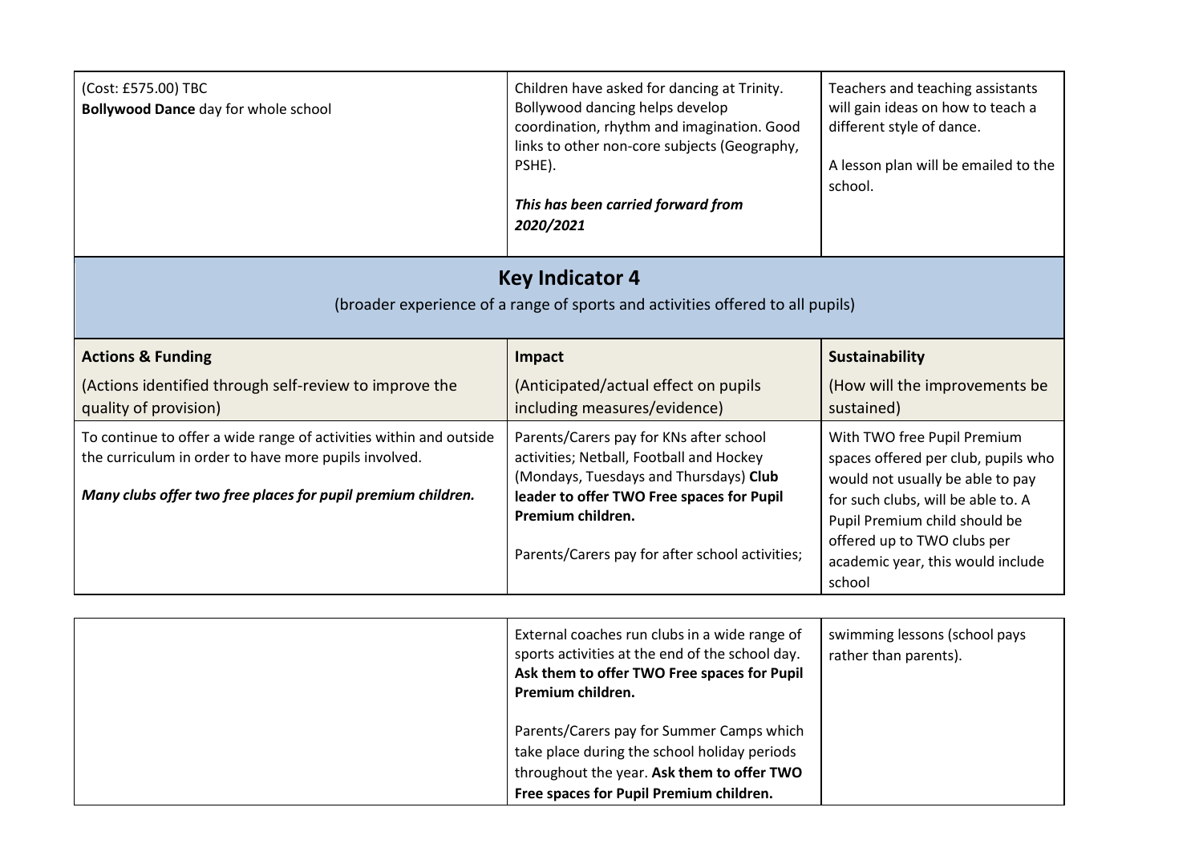| | | |
|---|---|---|
| (Cost: £575.00) TBC<br>**Bollywood Dance** day for whole school | Children have asked for dancing at Trinity. Bollywood dancing helps develop coordination, rhythm and imagination. Good links to other non-core subjects (Geography, PSHE).<br><br>***This has been carried forward from 2020/2021*** | Teachers and teaching assistants will gain ideas on how to teach a different style of dance.<br><br>A lesson plan will be emailed to the school. |

## Key Indicator 4

(broader experience of a range of sports and activities offered to all pupils)

| **Actions & Funding**<br>(Actions identified through self-review to improve the quality of provision) | **Impact**<br>(Anticipated/actual effect on pupils including measures/evidence) | **Sustainability**<br>(How will the improvements be sustained) |
|---|---|---|
| To continue to offer a wide range of activities within and outside the curriculum in order to have more pupils involved.<br><br>***Many clubs offer two free places for pupil premium children.*** | Parents/Carers pay for KNs after school activities; Netball, Football and Hockey (Mondays, Tuesdays and Thursdays) **Club leader to offer TWO Free spaces for Pupil Premium children.**<br><br>Parents/Carers pay for after school activities;<br><br>External coaches run clubs in a wide range of sports activities at the end of the school day. **Ask them to offer TWO Free spaces for Pupil Premium children.**<br><br>Parents/Carers pay for Summer Camps which take place during the school holiday periods throughout the year. **Ask them to offer TWO Free spaces for Pupil Premium children.** | With TWO free Pupil Premium spaces offered per club, pupils who would not usually be able to pay for such clubs, will be able to. A Pupil Premium child should be offered up to TWO clubs per academic year, this would include school swimming lessons (school pays rather than parents). |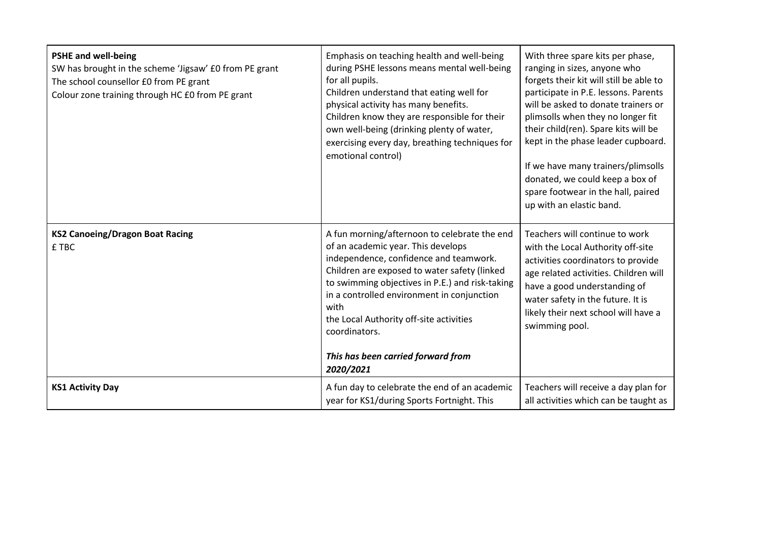| | | |
|---|---|---|
| **PSHE and well-being**<br>SW has brought in the scheme 'Jigsaw' £0 from PE grant<br>The school counsellor £0 from PE grant<br>Colour zone training through HC £0 from PE grant | Emphasis on teaching health and well-being during PSHE lessons means mental well-being for all pupils.<br>Children understand that eating well for physical activity has many benefits.<br>Children know they are responsible for their own well-being (drinking plenty of water, exercising every day, breathing techniques for emotional control) | With three spare kits per phase, ranging in sizes, anyone who forgets their kit will still be able to participate in P.E. lessons. Parents will be asked to donate trainers or plimsolls when they no longer fit their child(ren). Spare kits will be kept in the phase leader cupboard.<br><br>If we have many trainers/plimsolls donated, we could keep a box of spare footwear in the hall, paired up with an elastic band. |
| **KS2 Canoeing/Dragon Boat Racing**<br>£ TBC | A fun morning/afternoon to celebrate the end of an academic year. This develops independence, confidence and teamwork. Children are exposed to water safety (linked to swimming objectives in P.E.) and risk-taking in a controlled environment in conjunction with the Local Authority off-site activities coordinators.<br><br>***This has been carried forward from 2020/2021*** | Teachers will continue to work with the Local Authority off-site activities coordinators to provide age related activities. Children will have a good understanding of water safety in the future. It is likely their next school will have a swimming pool. |
| **KS1 Activity Day** | A fun day to celebrate the end of an academic year for KS1/during Sports Fortnight. This | Teachers will receive a day plan for all activities which can be taught as |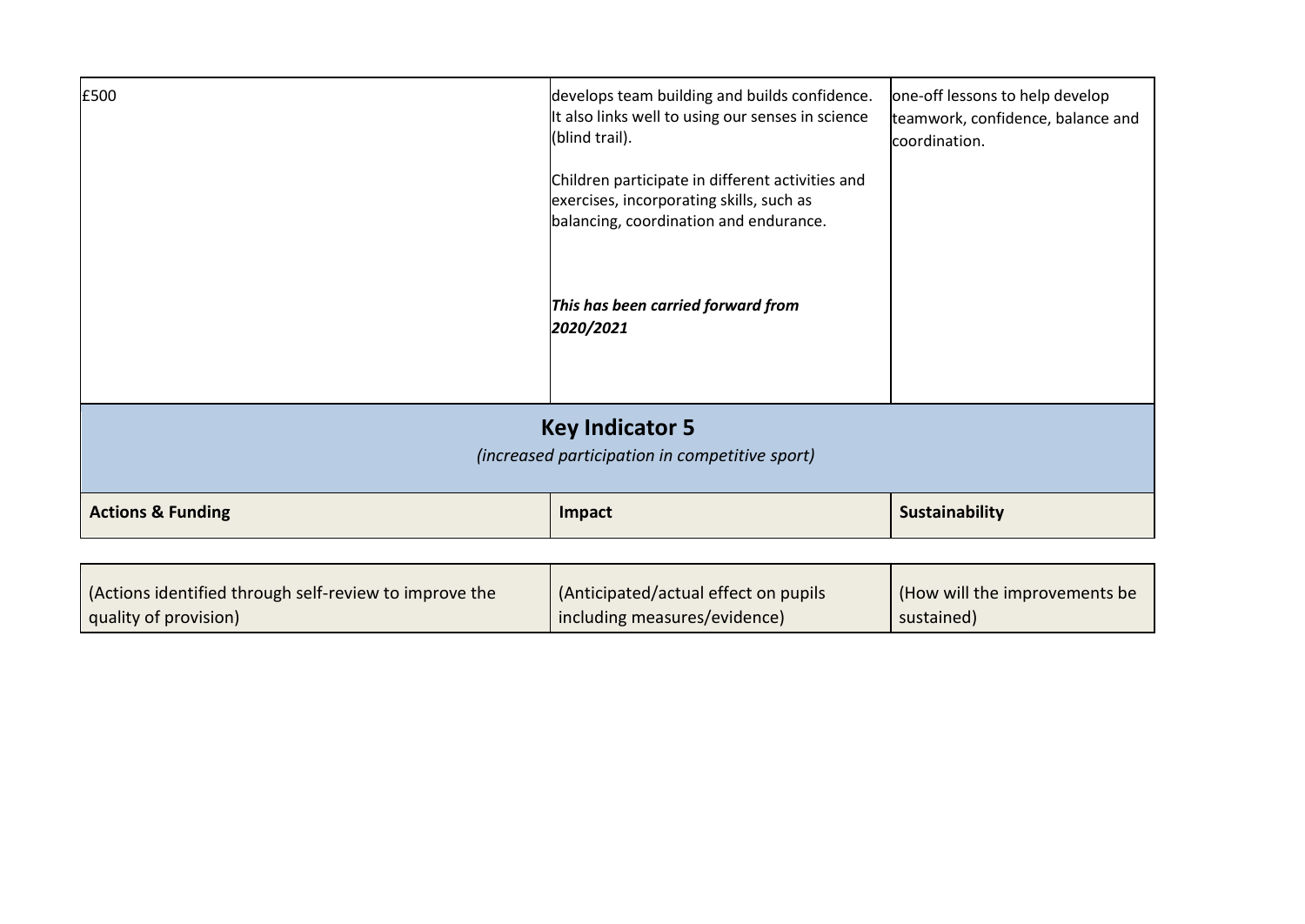| | | |
|---|---|---|
| £500 | develops team building and builds confidence. It also links well to using our senses in science (blind trail).<br><br>Children participate in different activities and exercises, incorporating skills, such as balancing, coordination and endurance.<br><br>***This has been carried forward from 2020/2021*** | one-off lessons to help develop teamwork, confidence, balance and coordination. |

## Key Indicator 5

*(increased participation in competitive sport)*

| **Actions & Funding** | **Impact** | **Sustainability** |
|---|---|---|
| (Actions identified through self-review to improve the quality of provision) | (Anticipated/actual effect on pupils including measures/evidence) | (How will the improvements be sustained) |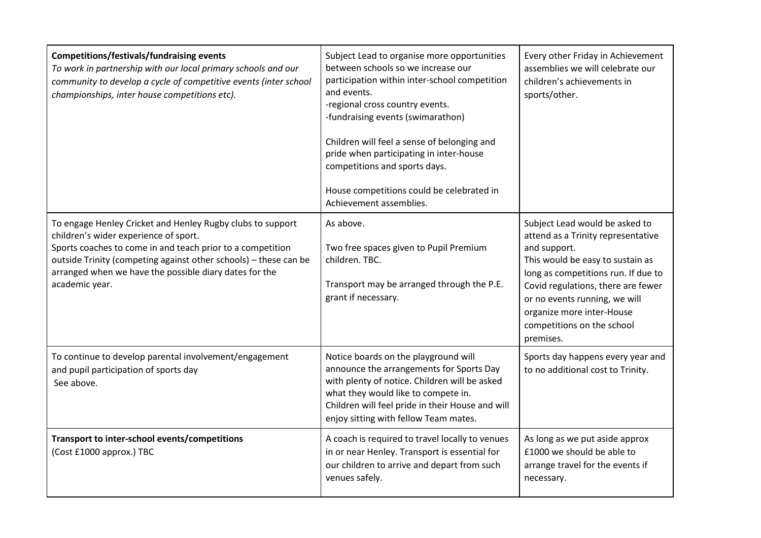| | | |
|---|---|---|
| **Competitions/festivals/fundraising events**<br>*To work in partnership with our local primary schools and our community to develop a cycle of competitive events (inter school championships, inter house competitions etc).* | Subject Lead to organise more opportunities between schools so we increase our participation within inter-school competition and events.<br>-regional cross country events.<br>-fundraising events (swimarathon)<br><br>Children will feel a sense of belonging and pride when participating in inter-house competitions and sports days.<br><br>House competitions could be celebrated in Achievement assemblies. | Every other Friday in Achievement assemblies we will celebrate our children's achievements in sports/other. |
| To engage Henley Cricket and Henley Rugby clubs to support children's wider experience of sport.<br>Sports coaches to come in and teach prior to a competition outside Trinity (competing against other schools) – these can be arranged when we have the possible diary dates for the academic year. | As above.<br><br>Two free spaces given to Pupil Premium children. TBC.<br><br>Transport may be arranged through the P.E. grant if necessary. | Subject Lead would be asked to attend as a Trinity representative and support.<br>This would be easy to sustain as long as competitions run. If due to Covid regulations, there are fewer or no events running, we will organize more inter-House competitions on the school premises. |
| To continue to develop parental involvement/engagement and pupil participation of sports day<br>See above. | Notice boards on the playground will announce the arrangements for Sports Day with plenty of notice. Children will be asked what they would like to compete in.<br>Children will feel pride in their House and will enjoy sitting with fellow Team mates. | Sports day happens every year and to no additional cost to Trinity. |
| **Transport to inter-school events/competitions**<br>(Cost £1000 approx.) TBC | A coach is required to travel locally to venues in or near Henley. Transport is essential for our children to arrive and depart from such venues safely. | As long as we put aside approx £1000 we should be able to arrange travel for the events if necessary. |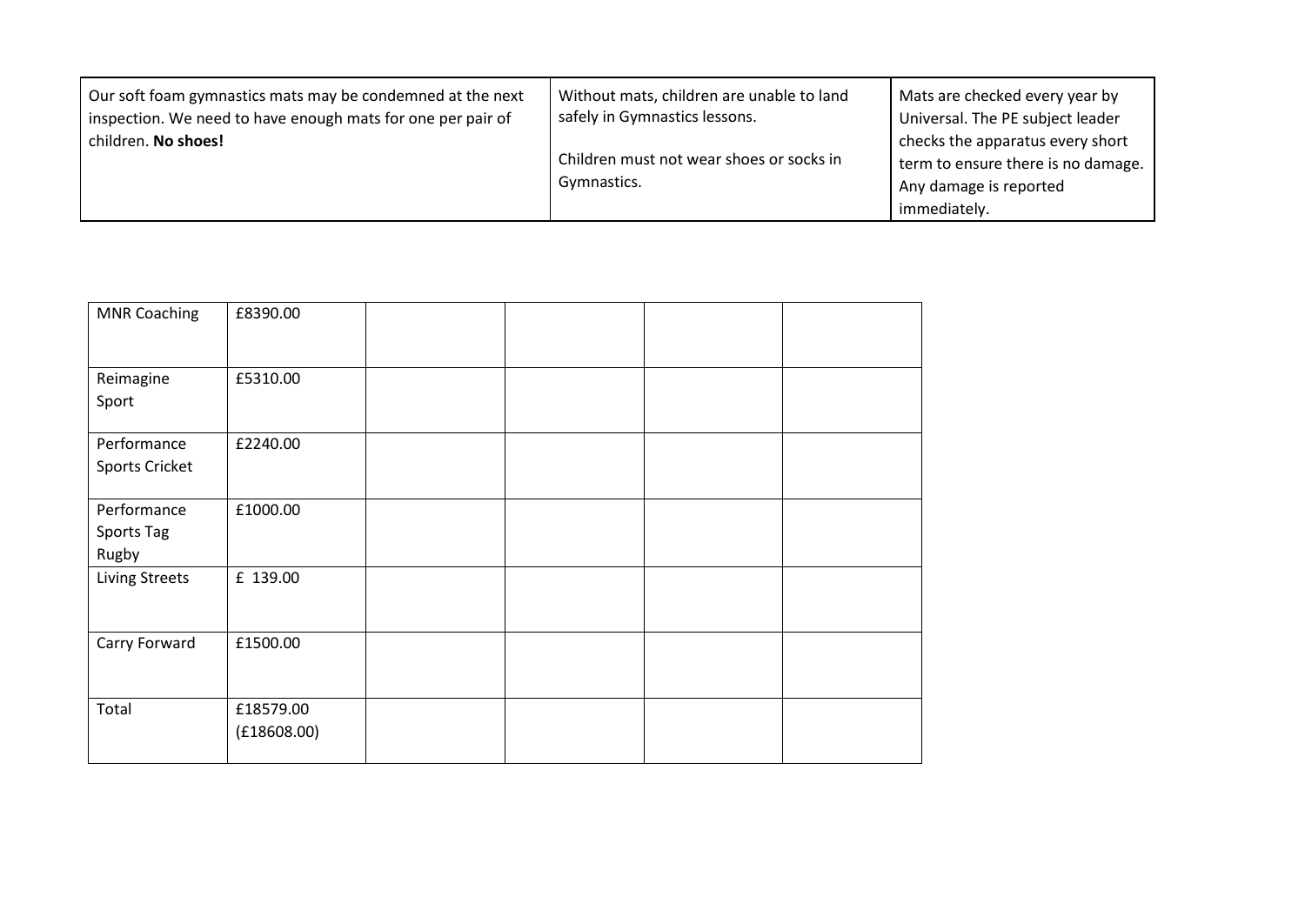| | | |
|---|---|---|
| Our soft foam gymnastics mats may be condemned at the next inspection. We need to have enough mats for one per pair of children. **No shoes!** | Without mats, children are unable to land safely in Gymnastics lessons.<br><br>Children must not wear shoes or socks in Gymnastics. | Mats are checked every year by Universal. The PE subject leader checks the apparatus every short term to ensure there is no damage. Any damage is reported immediately. |

| | | | | | |
|---|---|---|---|---|---|
| MNR Coaching | £8390.00 | | | | |
| Reimagine Sport | £5310.00 | | | | |
| Performance Sports Cricket | £2240.00 | | | | |
| Performance Sports Tag Rugby | £1000.00 | | | | |
| Living Streets | £ 139.00 | | | | |
| Carry Forward | £1500.00 | | | | |
| Total | £18579.00 (£18608.00) | | | | |